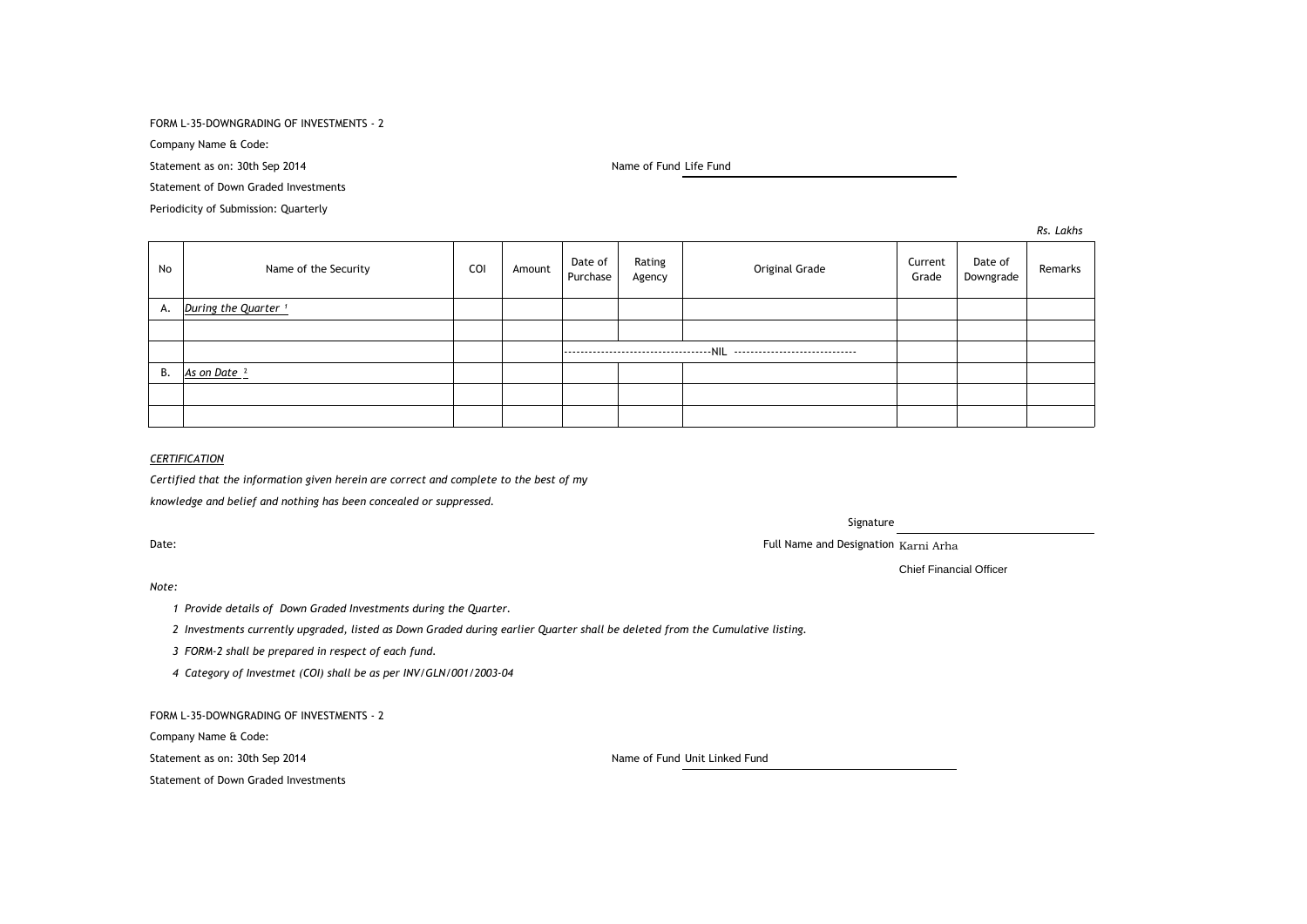FORM L-35-DOWNGRADING OF INVESTMENTS - 2

Company Name & Code:

Statement as on: 30th Sep 2014

Name of Fund Life Fund

Statement of Down Graded Investments

Periodicity of Submission: Quarterly

*Rs. Lakhs*

| No | Name of the Security | COI | Amount | Date of Purchase | Rating Agency | Original Grade | Current Grade | Date of Downgrade | Remarks |
|---|---|---|---|---|---|---|---|---|---|
| A. | *During the Quarter* [1] | | | | | | | | |
| | | | | | | | | | |
| | | | | ------------------------------------NIL ------------------------------ | | | | | |
| B. | *As on Date* [2] | | | | | | | | |
| | | | | | | | | | |
| | | | | | | | | | |

*CERTIFICATION*

*Certified that the information given herein are correct and complete to the best of my knowledge and belief and nothing has been concealed or suppressed.*

Signature

Date:

Full Name and Designation Karni Arha

Chief Financial Officer

*Note:*

1. *Provide details of Down Graded Investments during the Quarter.*
2. *Investments currently upgraded, listed as Down Graded during earlier Quarter shall be deleted from the Cumulative listing.*
3. *FORM-2 shall be prepared in respect of each fund.*
4. *Category of Investmet (COI) shall be as per INV/GLN/001/2003-04*

FORM L-35-DOWNGRADING OF INVESTMENTS - 2

Company Name & Code:

Statement as on: 30th Sep 2014

Name of Fund Unit Linked Fund

Statement of Down Graded Investments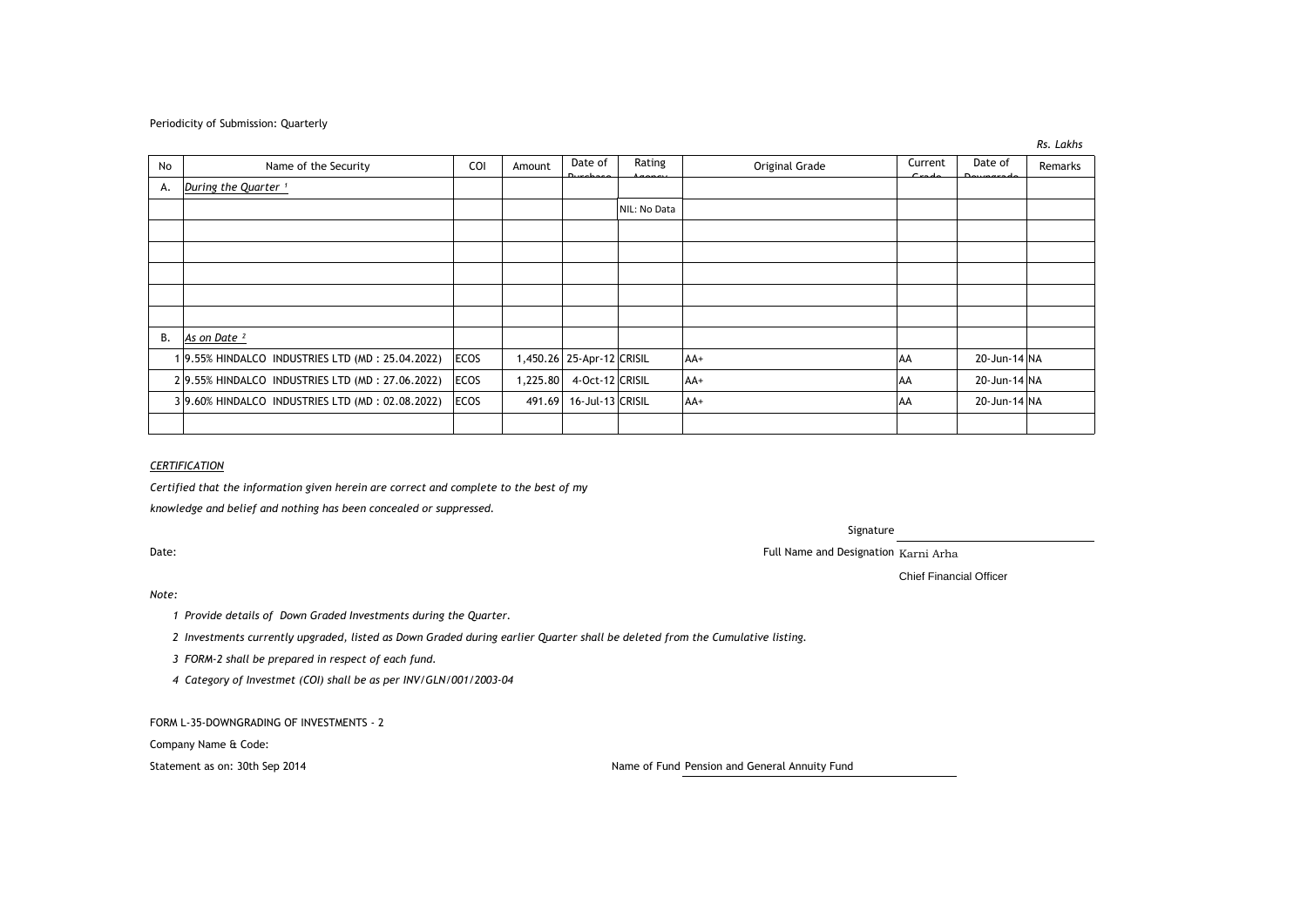Periodicity of Submission: Quarterly

*Rs. Lakhs*

| No | Name of the Security | COI | Amount | Date of Purchase | Rating Agency | Original Grade | Current Grade | Date of Downgrade | Remarks |
|---|---|---|---|---|---|---|---|---|---|
| A. | *During the Quarter [1]* | | | | | | | | |
| | | | | | NIL: No Data | | | | |
| | | | | | | | | | |
| | | | | | | | | | |
| | | | | | | | | | |
| | | | | | | | | | |
| | | | | | | | | | |
| B. | *As on Date [2]* | | | | | | | | |
| 1 | 9.55% HINDALCO INDUSTRIES LTD (MD : 25.04.2022) | ECOS | 1,450.26 | 25-Apr-12 | CRISIL | AA+ | AA | 20-Jun-14 | NA |
| 2 | 9.55% HINDALCO INDUSTRIES LTD (MD : 27.06.2022) | ECOS | 1,225.80 | 4-Oct-12 | CRISIL | AA+ | AA | 20-Jun-14 | NA |
| 3 | 9.60% HINDALCO INDUSTRIES LTD (MD : 02.08.2022) | ECOS | 491.69 | 16-Jul-13 | CRISIL | AA+ | AA | 20-Jun-14 | NA |
| | | | | | | | | | |

*CERTIFICATION*

*Certified that the information given herein are correct and complete to the best of my knowledge and belief and nothing has been concealed or suppressed.*

Signature

Date:

Full Name and Designation Karni Arha

Chief Financial Officer

*Note:*

1. *Provide details of Down Graded Investments during the Quarter.*
2. *Investments currently upgraded, listed as Down Graded during earlier Quarter shall be deleted from the Cumulative listing.*
3. *FORM-2 shall be prepared in respect of each fund.*
4. *Category of Investmet (COI) shall be as per INV/GLN/001/2003-04*

FORM L-35-DOWNGRADING OF INVESTMENTS - 2

Company Name & Code:

Statement as on: 30th Sep 2014

Name of Fund Pension and General Annuity Fund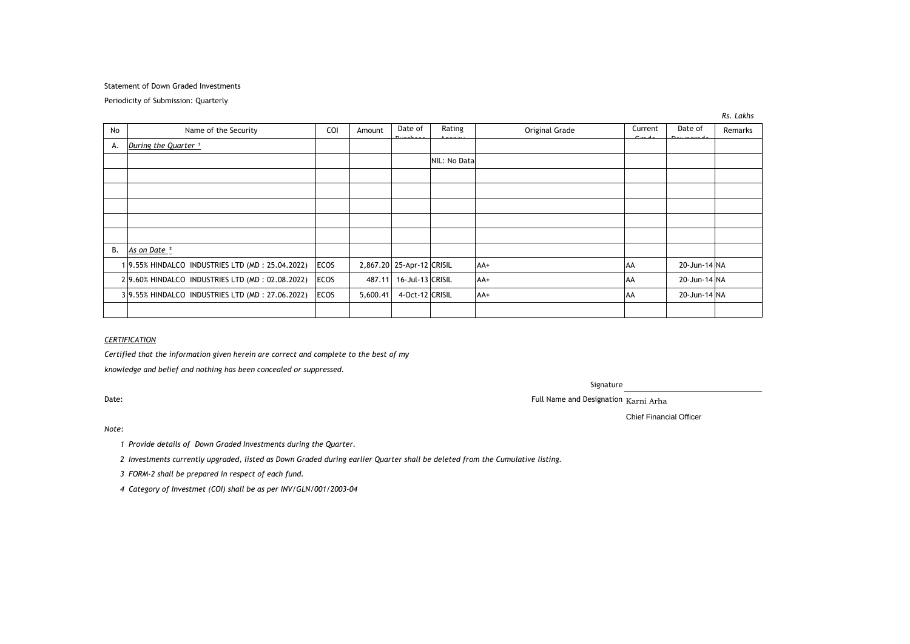Statement of Down Graded Investments

Periodicity of Submission: Quarterly

*Rs. Lakhs*

| No | Name of the Security | COI | Amount | Date of Purchase | Rating Agency | Original Grade | Current Grade | Date of Downgrade | Remarks |
|---|---|---|---|---|---|---|---|---|---|
| A. | *During the Quarter* [1] | | | | | | | | |
| | | | | | NIL: No Data | | | | |
| | | | | | | | | | |
| | | | | | | | | | |
| | | | | | | | | | |
| | | | | | | | | | |
| | | | | | | | | | |
| B. | *As on Date* [2] | | | | | | | | |
| 1 | 9.55% HINDALCO INDUSTRIES LTD (MD : 25.04.2022) | ECOS | 2,867.20 | 25-Apr-12 | CRISIL | AA+ | AA | 20-Jun-14 | NA |
| 2 | 9.60% HINDALCO INDUSTRIES LTD (MD : 02.08.2022) | ECOS | 487.11 | 16-Jul-13 | CRISIL | AA+ | AA | 20-Jun-14 | NA |
| 3 | 9.55% HINDALCO INDUSTRIES LTD (MD : 27.06.2022) | ECOS | 5,600.41 | 4-Oct-12 | CRISIL | AA+ | AA | 20-Jun-14 | NA |
| | | | | | | | | | |

*CERTIFICATION*

*Certified that the information given herein are correct and complete to the best of my knowledge and belief and nothing has been concealed or suppressed.*

Signature

Date:

Full Name and Designation Karni Arha

Chief Financial Officer

*Note:*

*1 Provide details of Down Graded Investments during the Quarter.*

*2 Investments currently upgraded, listed as Down Graded during earlier Quarter shall be deleted from the Cumulative listing.*

*3 FORM-2 shall be prepared in respect of each fund.*

*4 Category of Investmet (COI) shall be as per INV/GLN/001/2003-04*